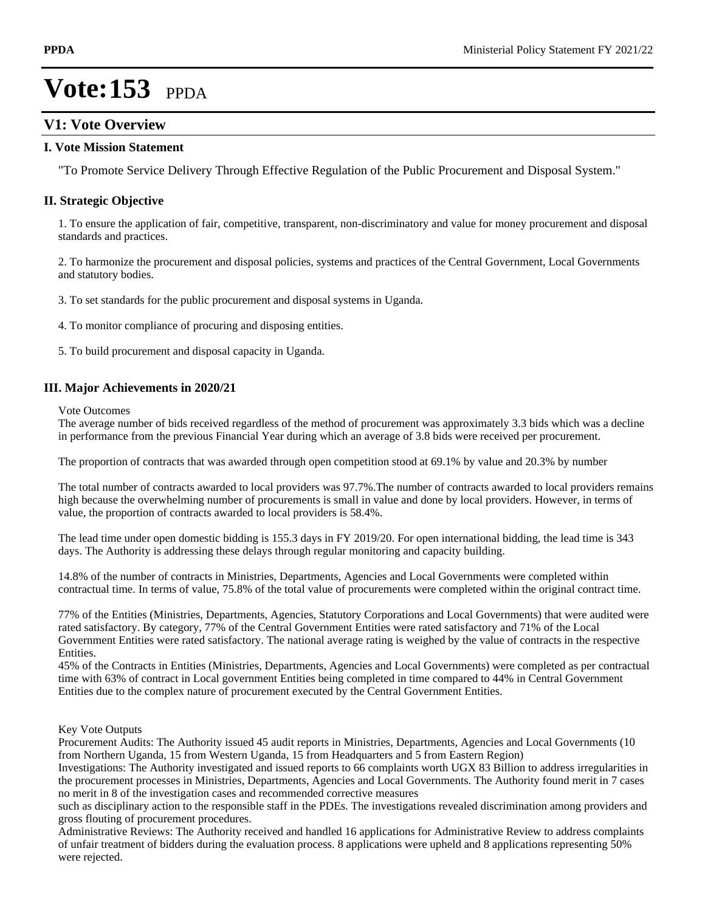# Vote:153 PPDA

## V1: Vote Overview

### I. Vote Mission Statement

"To Promote Service Delivery Through Effective Regulation of the Public Procurement and Disposal System."

### II. Strategic Objective

1. To ensure the application of fair, competitive, transparent, non-discriminatory and value for money procurement and disposal standards and practices.

2. To harmonize the procurement and disposal policies, systems and practices of the Central Government, Local Governments and statutory bodies.

3. To set standards for the public procurement and disposal systems in Uganda.

4. To monitor compliance of procuring and disposing entities.

5. To build procurement and disposal capacity in Uganda.

### III. Major Achievements in 2020/21

Vote Outcomes

The average number of bids received regardless of the method of procurement was approximately 3.3 bids which was a decline in performance from the previous Financial Year during which an average of 3.8 bids were received per procurement.

The proportion of contracts that was awarded through open competition stood at 69.1% by value and 20.3% by number

The total number of contracts awarded to local providers was 97.7%.The number of contracts awarded to local providers remains high because the overwhelming number of procurements is small in value and done by local providers. However, in terms of value, the proportion of contracts awarded to local providers is 58.4%.

The lead time under open domestic bidding is 155.3 days in FY 2019/20. For open international bidding, the lead time is 343 days. The Authority is addressing these delays through regular monitoring and capacity building.

14.8% of the number of contracts in Ministries, Departments, Agencies and Local Governments were completed within contractual time. In terms of value, 75.8% of the total value of procurements were completed within the original contract time.

77% of the Entities (Ministries, Departments, Agencies, Statutory Corporations and Local Governments) that were audited were rated satisfactory. By category, 77% of the Central Government Entities were rated satisfactory and 71% of the Local Government Entities were rated satisfactory. The national average rating is weighed by the value of contracts in the respective Entities.
45% of the Contracts in Entities (Ministries, Departments, Agencies and Local Governments) were completed as per contractual time with 63% of contract in Local government Entities being completed in time compared to 44% in Central Government Entities due to the complex nature of procurement executed by the Central Government Entities.

Key Vote Outputs

Procurement Audits: The Authority issued 45 audit reports in Ministries, Departments, Agencies and Local Governments (10 from Northern Uganda, 15 from Western Uganda, 15 from Headquarters and 5 from Eastern Region)
Investigations: The Authority investigated and issued reports to 66 complaints worth UGX 83 Billion to address irregularities in the procurement processes in Ministries, Departments, Agencies and Local Governments. The Authority found merit in 7 cases no merit in 8 of the investigation cases and recommended corrective measures
such as disciplinary action to the responsible staff in the PDEs. The investigations revealed discrimination among providers and gross flouting of procurement procedures.
Administrative Reviews: The Authority received and handled 16 applications for Administrative Review to address complaints of unfair treatment of bidders during the evaluation process. 8 applications were upheld and 8 applications representing 50% were rejected.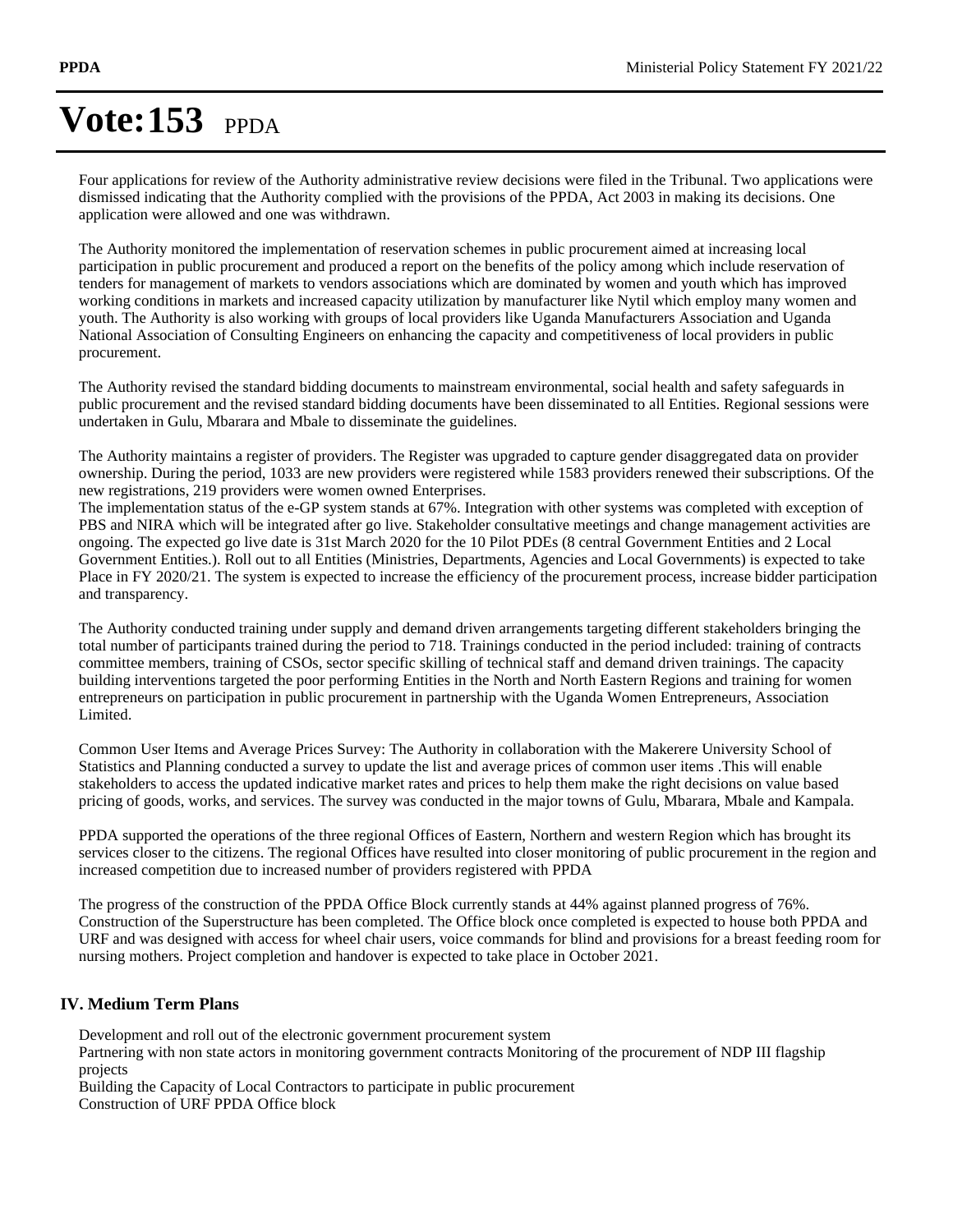# Vote:153 PPDA

Four applications for review of the Authority administrative review decisions were filed in the Tribunal. Two applications were dismissed indicating that the Authority complied with the provisions of the PPDA, Act 2003 in making its decisions. One application were allowed and one was withdrawn.

The Authority monitored the implementation of reservation schemes in public procurement aimed at increasing local participation in public procurement and produced a report on the benefits of the policy among which include reservation of tenders for management of markets to vendors associations which are dominated by women and youth which has improved working conditions in markets and increased capacity utilization by manufacturer like Nytil which employ many women and youth. The Authority is also working with groups of local providers like Uganda Manufacturers Association and Uganda National Association of Consulting Engineers on enhancing the capacity and competitiveness of local providers in public procurement.

The Authority revised the standard bidding documents to mainstream environmental, social health and safety safeguards in public procurement and the revised standard bidding documents have been disseminated to all Entities. Regional sessions were undertaken in Gulu, Mbarara and Mbale to disseminate the guidelines.

The Authority maintains a register of providers. The Register was upgraded to capture gender disaggregated data on provider ownership. During the period, 1033 are new providers were registered while 1583 providers renewed their subscriptions. Of the new registrations, 219 providers were women owned Enterprises.
The implementation status of the e-GP system stands at 67%. Integration with other systems was completed with exception of PBS and NIRA which will be integrated after go live. Stakeholder consultative meetings and change management activities are ongoing. The expected go live date is 31st March 2020 for the 10 Pilot PDEs (8 central Government Entities and 2 Local Government Entities.). Roll out to all Entities (Ministries, Departments, Agencies and Local Governments) is expected to take Place in FY 2020/21. The system is expected to increase the efficiency of the procurement process, increase bidder participation and transparency.

The Authority conducted training under supply and demand driven arrangements targeting different stakeholders bringing the total number of participants trained during the period to 718. Trainings conducted in the period included: training of contracts committee members, training of CSOs, sector specific skilling of technical staff and demand driven trainings. The capacity building interventions targeted the poor performing Entities in the North and North Eastern Regions and training for women entrepreneurs on participation in public procurement in partnership with the Uganda Women Entrepreneurs, Association Limited.

Common User Items and Average Prices Survey: The Authority in collaboration with the Makerere University School of Statistics and Planning conducted a survey to update the list and average prices of common user items .This will enable stakeholders to access the updated indicative market rates and prices to help them make the right decisions on value based pricing of goods, works, and services. The survey was conducted in the major towns of Gulu, Mbarara, Mbale and Kampala.

PPDA supported the operations of the three regional Offices of Eastern, Northern and western Region which has brought its services closer to the citizens. The regional Offices have resulted into closer monitoring of public procurement in the region and increased competition due to increased number of providers registered with PPDA

The progress of the construction of the PPDA Office Block currently stands at 44% against planned progress of 76%. Construction of the Superstructure has been completed. The Office block once completed is expected to house both PPDA and URF and was designed with access for wheel chair users, voice commands for blind and provisions for a breast feeding room for nursing mothers. Project completion and handover is expected to take place in October 2021.

## IV. Medium Term Plans

Development and roll out of the electronic government procurement system
Partnering with non state actors in monitoring government contracts Monitoring of the procurement of NDP III flagship projects
Building the Capacity of Local Contractors to participate in public procurement
Construction of URF PPDA Office block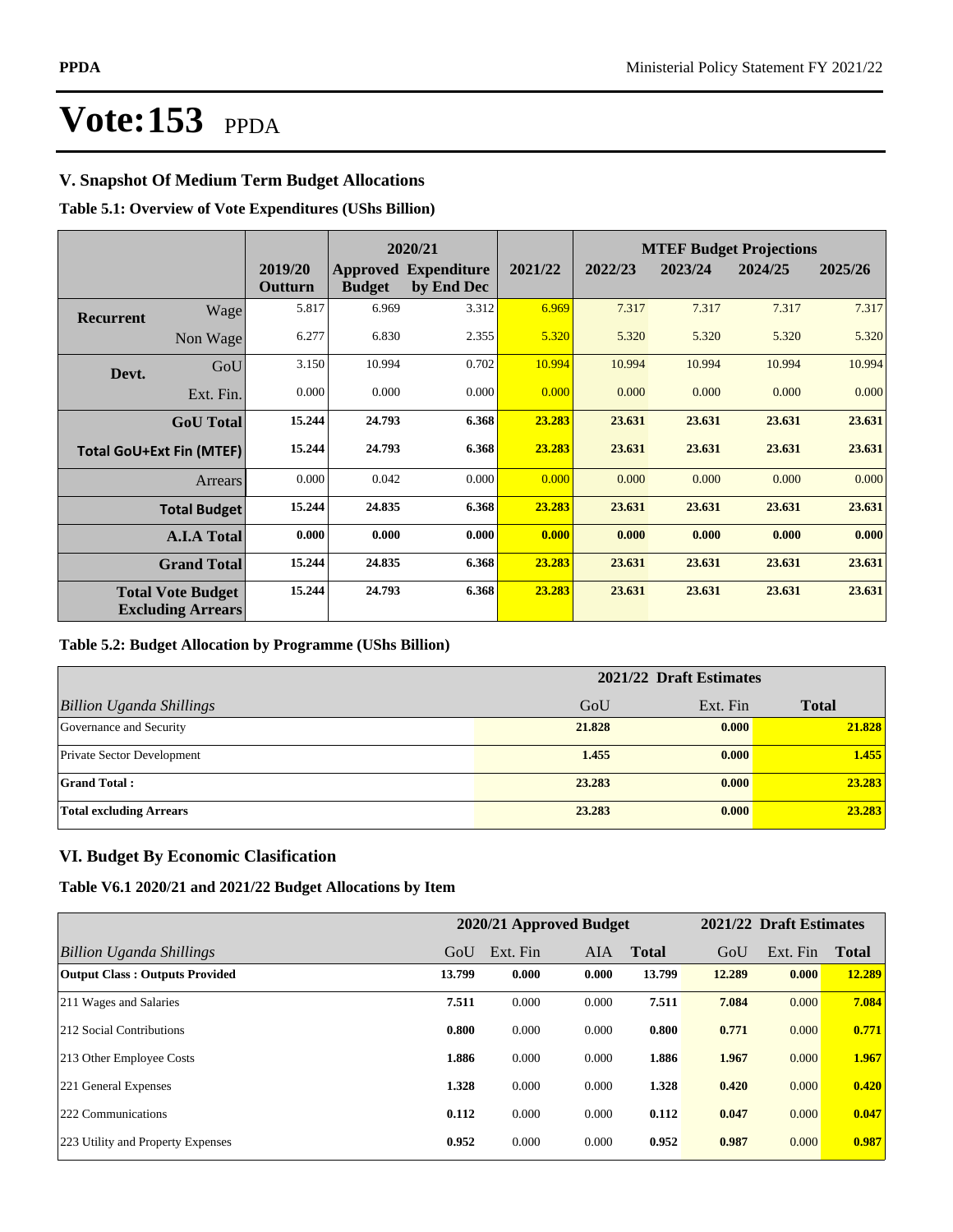# Vote:153 PPDA

## V. Snapshot Of Medium Term Budget Allocations

**Table 5.1: Overview of Vote Expenditures (UShs Billion)**

| | | 2019/20 Outturn | 2020/21 Approved Budget | 2020/21 Expenditure by End Dec | 2021/22 | MTEF Budget Projections 2022/23 | 2023/24 | 2024/25 | 2025/26 |
|---|---|---|---|---|---|---|---|---|---|
| **Recurrent** | Wage | 5.817 | 6.969 | 3.312 | 6.969 | 7.317 | 7.317 | 7.317 | 7.317 |
| | Non Wage | 6.277 | 6.830 | 2.355 | 5.320 | 5.320 | 5.320 | 5.320 | 5.320 |
| **Devt.** | GoU | 3.150 | 10.994 | 0.702 | 10.994 | 10.994 | 10.994 | 10.994 | 10.994 |
| | Ext. Fin. | 0.000 | 0.000 | 0.000 | 0.000 | 0.000 | 0.000 | 0.000 | 0.000 |
| | **GoU Total** | **15.244** | **24.793** | **6.368** | **23.283** | **23.631** | **23.631** | **23.631** | **23.631** |
| **Total GoU+Ext Fin (MTEF)** | | **15.244** | **24.793** | **6.368** | **23.283** | **23.631** | **23.631** | **23.631** | **23.631** |
| | Arrears | 0.000 | 0.042 | 0.000 | 0.000 | 0.000 | 0.000 | 0.000 | 0.000 |
| | **Total Budget** | **15.244** | **24.835** | **6.368** | **23.283** | **23.631** | **23.631** | **23.631** | **23.631** |
| | **A.I.A Total** | **0.000** | **0.000** | **0.000** | **0.000** | **0.000** | **0.000** | **0.000** | **0.000** |
| | **Grand Total** | **15.244** | **24.835** | **6.368** | **23.283** | **23.631** | **23.631** | **23.631** | **23.631** |
| **Total Vote Budget Excluding Arrears** | | **15.244** | **24.793** | **6.368** | **23.283** | **23.631** | **23.631** | **23.631** | **23.631** |

**Table 5.2: Budget Allocation by Programme (UShs Billion)**

| | 2021/22 Draft Estimates | | |
|---|---|---|---|
| *Billion Uganda Shillings* | GoU | Ext. Fin | Total |
| Governance and Security | **21.828** | **0.000** | **21.828** |
| Private Sector Development | **1.455** | **0.000** | **1.455** |
| **Grand Total :** | **23.283** | **0.000** | **23.283** |
| **Total excluding Arrears** | **23.283** | **0.000** | **23.283** |

## VI. Budget By Economic Clasification

**Table V6.1 2020/21 and 2021/22 Budget Allocations by Item**

| | 2020/21 Approved Budget | | | | 2021/22 Draft Estimates | | |
|---|---|---|---|---|---|---|---|
| *Billion Uganda Shillings* | GoU | Ext. Fin | AIA | Total | GoU | Ext. Fin | Total |
| **Output Class : Outputs Provided** | **13.799** | **0.000** | **0.000** | **13.799** | **12.289** | **0.000** | **12.289** |
| 211 Wages and Salaries | **7.511** | 0.000 | 0.000 | **7.511** | **7.084** | 0.000 | **7.084** |
| 212 Social Contributions | **0.800** | 0.000 | 0.000 | **0.800** | **0.771** | 0.000 | **0.771** |
| 213 Other Employee Costs | **1.886** | 0.000 | 0.000 | **1.886** | **1.967** | 0.000 | **1.967** |
| 221 General Expenses | **1.328** | 0.000 | 0.000 | **1.328** | **0.420** | 0.000 | **0.420** |
| 222 Communications | **0.112** | 0.000 | 0.000 | **0.112** | **0.047** | 0.000 | **0.047** |
| 223 Utility and Property Expenses | **0.952** | 0.000 | 0.000 | **0.952** | **0.987** | 0.000 | **0.987** |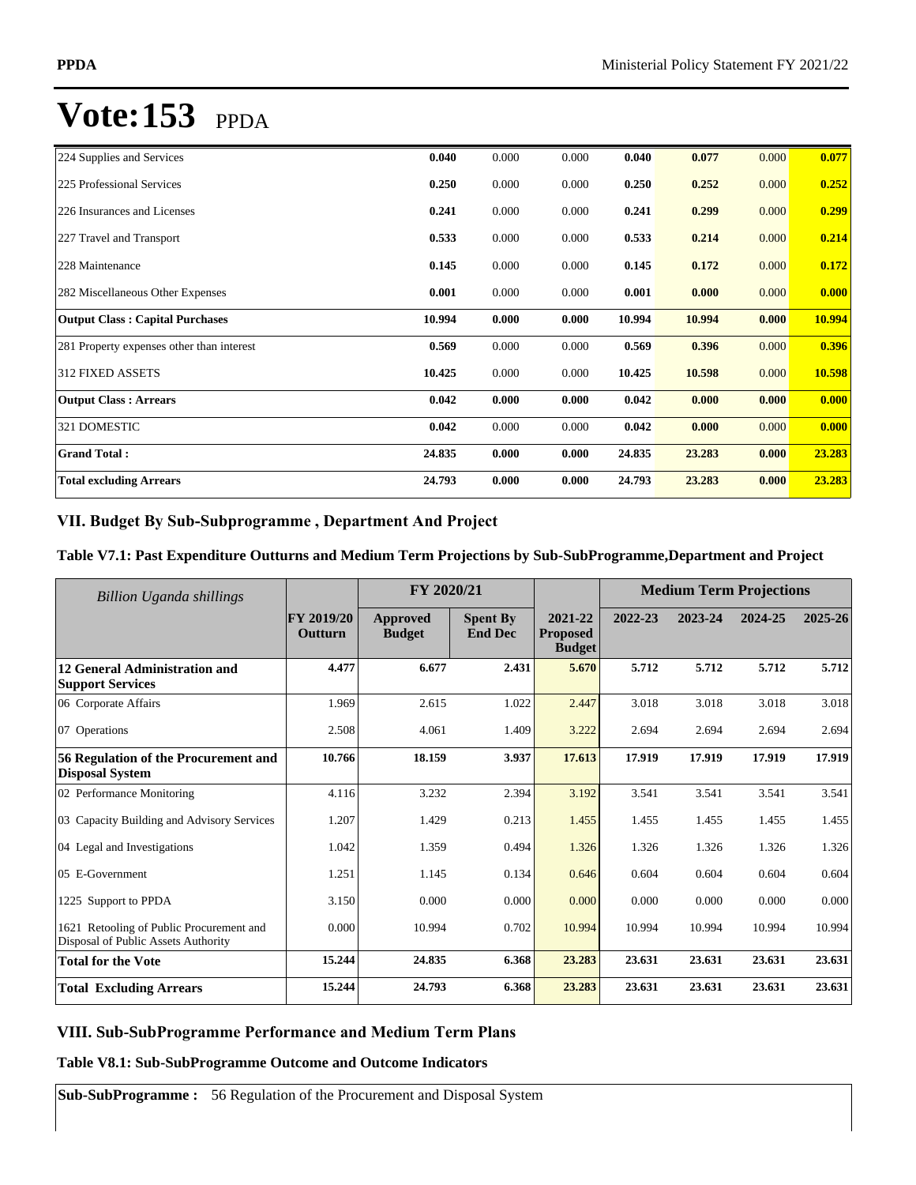# Vote:153 PPDA

| | | | | | | | |
|---|---|---|---|---|---|---|---|
| 224 Supplies and Services | **0.040** | 0.000 | 0.000 | **0.040** | **0.077** | 0.000 | **0.077** |
| 225 Professional Services | **0.250** | 0.000 | 0.000 | **0.250** | **0.252** | 0.000 | **0.252** |
| 226 Insurances and Licenses | **0.241** | 0.000 | 0.000 | **0.241** | **0.299** | 0.000 | **0.299** |
| 227 Travel and Transport | **0.533** | 0.000 | 0.000 | **0.533** | **0.214** | 0.000 | **0.214** |
| 228 Maintenance | **0.145** | 0.000 | 0.000 | **0.145** | **0.172** | 0.000 | **0.172** |
| 282 Miscellaneous Other Expenses | **0.001** | 0.000 | 0.000 | **0.001** | **0.000** | 0.000 | **0.000** |
| **Output Class : Capital Purchases** | **10.994** | **0.000** | **0.000** | **10.994** | **10.994** | **0.000** | **10.994** |
| 281 Property expenses other than interest | **0.569** | 0.000 | 0.000 | **0.569** | **0.396** | 0.000 | **0.396** |
| 312 FIXED ASSETS | **10.425** | 0.000 | 0.000 | **10.425** | **10.598** | 0.000 | **10.598** |
| **Output Class : Arrears** | **0.042** | **0.000** | **0.000** | **0.042** | **0.000** | **0.000** | **0.000** |
| 321 DOMESTIC | **0.042** | 0.000 | 0.000 | **0.042** | **0.000** | 0.000 | **0.000** |
| **Grand Total :** | **24.835** | **0.000** | **0.000** | **24.835** | **23.283** | **0.000** | **23.283** |
| **Total excluding Arrears** | **24.793** | **0.000** | **0.000** | **24.793** | **23.283** | **0.000** | **23.283** |

## VII. Budget By Sub-Subprogramme , Department And Project

### Table V7.1: Past Expenditure Outturns and Medium Term Projections by Sub-SubProgramme,Department and Project

| *Billion Uganda shillings* | | FY 2020/21 | | | Medium Term Projections | | | |
|---|---|---|---|---|---|---|---|---|
| | **FY 2019/20 Outturn** | **Approved Budget** | **Spent By End Dec** | **2021-22 Proposed Budget** | **2022-23** | **2023-24** | **2024-25** | **2025-26** |
| **12 General Administration and Support Services** | **4.477** | **6.677** | **2.431** | **5.670** | **5.712** | **5.712** | **5.712** | **5.712** |
| 06 Corporate Affairs | 1.969 | 2.615 | 1.022 | 2.447 | 3.018 | 3.018 | 3.018 | 3.018 |
| 07 Operations | 2.508 | 4.061 | 1.409 | 3.222 | 2.694 | 2.694 | 2.694 | 2.694 |
| **56 Regulation of the Procurement and Disposal System** | **10.766** | **18.159** | **3.937** | **17.613** | **17.919** | **17.919** | **17.919** | **17.919** |
| 02 Performance Monitoring | 4.116 | 3.232 | 2.394 | 3.192 | 3.541 | 3.541 | 3.541 | 3.541 |
| 03 Capacity Building and Advisory Services | 1.207 | 1.429 | 0.213 | 1.455 | 1.455 | 1.455 | 1.455 | 1.455 |
| 04 Legal and Investigations | 1.042 | 1.359 | 0.494 | 1.326 | 1.326 | 1.326 | 1.326 | 1.326 |
| 05 E-Government | 1.251 | 1.145 | 0.134 | 0.646 | 0.604 | 0.604 | 0.604 | 0.604 |
| 1225 Support to PPDA | 3.150 | 0.000 | 0.000 | 0.000 | 0.000 | 0.000 | 0.000 | 0.000 |
| 1621 Retooling of Public Procurement and Disposal of Public Assets Authority | 0.000 | 10.994 | 0.702 | 10.994 | 10.994 | 10.994 | 10.994 | 10.994 |
| **Total for the Vote** | **15.244** | **24.835** | **6.368** | **23.283** | **23.631** | **23.631** | **23.631** | **23.631** |
| **Total Excluding Arrears** | **15.244** | **24.793** | **6.368** | **23.283** | **23.631** | **23.631** | **23.631** | **23.631** |

## VIII. Sub-SubProgramme Performance and Medium Term Plans

### Table V8.1: Sub-SubProgramme Outcome and Outcome Indicators

**Sub-SubProgramme :** 56 Regulation of the Procurement and Disposal System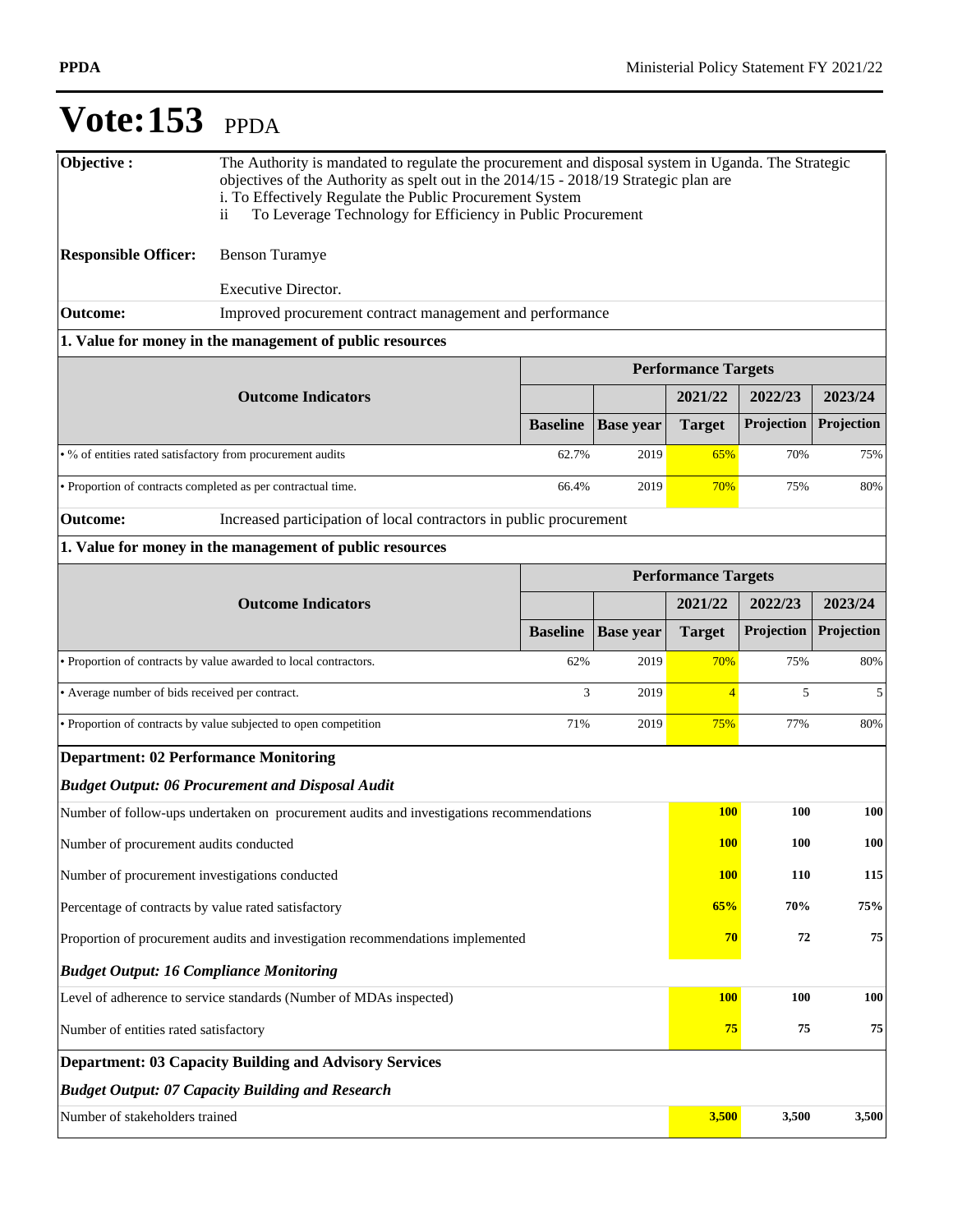# Vote:153 PPDA

| | |
|---|---|
| **Objective :** | The Authority is mandated to regulate the procurement and disposal system in Uganda. The Strategic objectives of the Authority as spelt out in the 2014/15 - 2018/19 Strategic plan are<br>i. To Effectively Regulate the Public Procurement System<br>ii To Leverage Technology for Efficiency in Public Procurement |
| **Responsible Officer:** | Benson Turamye<br><br>Executive Director. |
| **Outcome:** | Improved procurement contract management and performance |

**1. Value for money in the management of public resources**

| Outcome Indicators | | | Performance Targets | | |
|---|---|---|---|---|---|
| | | | 2021/22 | 2022/23 | 2023/24 |
| | Baseline | Base year | Target | Projection | Projection |
| • % of entities rated satisfactory from procurement audits | 62.7% | 2019 | 65% | 70% | 75% |
| • Proportion of contracts completed as per contractual time. | 66.4% | 2019 | 70% | 75% | 80% |

**Outcome:** Increased participation of local contractors in public procurement

**1. Value for money in the management of public resources**

| Outcome Indicators | | | Performance Targets | | |
|---|---|---|---|---|---|
| | | | 2021/22 | 2022/23 | 2023/24 |
| | Baseline | Base year | Target | Projection | Projection |
| • Proportion of contracts by value awarded to local contractors. | 62% | 2019 | 70% | 75% | 80% |
| • Average number of bids received per contract. | 3 | 2019 | 4 | 5 | 5 |
| • Proportion of contracts by value subjected to open competition | 71% | 2019 | 75% | 77% | 80% |

**Department: 02 Performance Monitoring**

***Budget Output: 06 Procurement and Disposal Audit***

| | | | |
|---|---|---|---|
| Number of follow-ups undertaken on procurement audits and investigations recommendations | **100** | **100** | **100** |
| Number of procurement audits conducted | **100** | **100** | **100** |
| Number of procurement investigations conducted | **100** | **110** | **115** |
| Percentage of contracts by value rated satisfactory | **65%** | **70%** | **75%** |
| Proportion of procurement audits and investigation recommendations implemented | **70** | **72** | **75** |

***Budget Output: 16 Compliance Monitoring***

| | | | |
|---|---|---|---|
| Level of adherence to service standards (Number of MDAs inspected) | **100** | **100** | **100** |
| Number of entities rated satisfactory | **75** | **75** | **75** |

**Department: 03 Capacity Building and Advisory Services**

***Budget Output: 07 Capacity Building and Research***

| | | | |
|---|---|---|---|
| Number of stakeholders trained | **3,500** | **3,500** | **3,500** |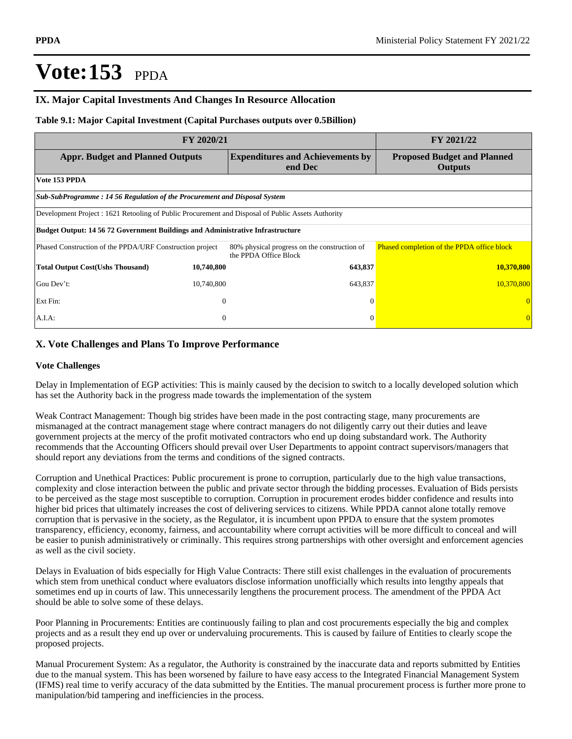# Vote:153 PPDA

## IX. Major Capital Investments And Changes In Resource Allocation

**Table 9.1: Major Capital Investment (Capital Purchases outputs over 0.5Billion)**

| FY 2020/21 | | | FY 2021/22 |
|---|---|---|---|
| **Appr. Budget and Planned Outputs** | | **Expenditures and Achievements by end Dec** | **Proposed Budget and Planned Outputs** |
| **Vote 153 PPDA** | | | |
| ***Sub-SubProgramme : 14 56 Regulation of the Procurement and Disposal System*** | | | |
| Development Project : 1621 Retooling of Public Procurement and Disposal of Public Assets Authority | | | |
| **Budget Output: 14 56 72 Government Buildings and Administrative Infrastructure** | | | |
| Phased Construction of the PPDA/URF Construction project | | 80% physical progress on the construction of the PPDA Office Block | Phased completion of the PPDA office block |
| **Total Output Cost(Ushs Thousand)** | **10,740,800** | **643,837** | **10,370,800** |
| Gou Dev't: | 10,740,800 | 643,837 | 10,370,800 |
| Ext Fin: | 0 | 0 | 0 |
| A.I.A: | 0 | 0 | 0 |

## X. Vote Challenges and Plans To Improve Performance

### Vote Challenges

Delay in Implementation of EGP activities: This is mainly caused by the decision to switch to a locally developed solution which has set the Authority back in the progress made towards the implementation of the system

Weak Contract Management: Though big strides have been made in the post contracting stage, many procurements are mismanaged at the contract management stage where contract managers do not diligently carry out their duties and leave government projects at the mercy of the profit motivated contractors who end up doing substandard work. The Authority recommends that the Accounting Officers should prevail over User Departments to appoint contract supervisors/managers that should report any deviations from the terms and conditions of the signed contracts.

Corruption and Unethical Practices: Public procurement is prone to corruption, particularly due to the high value transactions, complexity and close interaction between the public and private sector through the bidding processes. Evaluation of Bids persists to be perceived as the stage most susceptible to corruption. Corruption in procurement erodes bidder confidence and results into higher bid prices that ultimately increases the cost of delivering services to citizens. While PPDA cannot alone totally remove corruption that is pervasive in the society, as the Regulator, it is incumbent upon PPDA to ensure that the system promotes transparency, efficiency, economy, fairness, and accountability where corrupt activities will be more difficult to conceal and will be easier to punish administratively or criminally. This requires strong partnerships with other oversight and enforcement agencies as well as the civil society.

Delays in Evaluation of bids especially for High Value Contracts: There still exist challenges in the evaluation of procurements which stem from unethical conduct where evaluators disclose information unofficially which results into lengthy appeals that sometimes end up in courts of law. This unnecessarily lengthens the procurement process. The amendment of the PPDA Act should be able to solve some of these delays.

Poor Planning in Procurements: Entities are continuously failing to plan and cost procurements especially the big and complex projects and as a result they end up over or undervaluing procurements. This is caused by failure of Entities to clearly scope the proposed projects.

Manual Procurement System: As a regulator, the Authority is constrained by the inaccurate data and reports submitted by Entities due to the manual system. This has been worsened by failure to have easy access to the Integrated Financial Management System (IFMS) real time to verify accuracy of the data submitted by the Entities. The manual procurement process is further more prone to manipulation/bid tampering and inefficiencies in the process.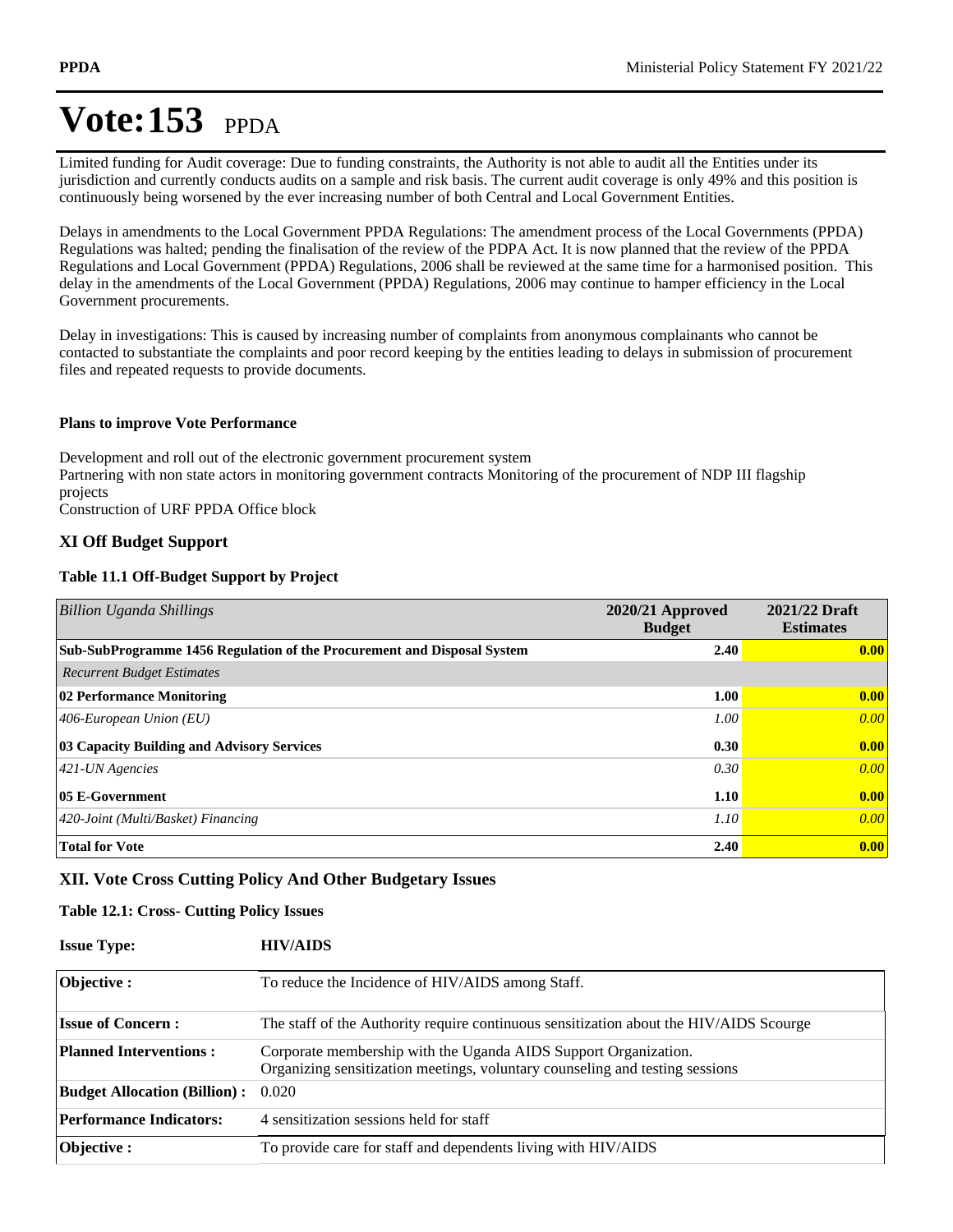# Vote:153 PPDA

Limited funding for Audit coverage: Due to funding constraints, the Authority is not able to audit all the Entities under its jurisdiction and currently conducts audits on a sample and risk basis. The current audit coverage is only 49% and this position is continuously being worsened by the ever increasing number of both Central and Local Government Entities.

Delays in amendments to the Local Government PPDA Regulations: The amendment process of the Local Governments (PPDA) Regulations was halted; pending the finalisation of the review of the PDPA Act. It is now planned that the review of the PPDA Regulations and Local Government (PPDA) Regulations, 2006 shall be reviewed at the same time for a harmonised position. This delay in the amendments of the Local Government (PPDA) Regulations, 2006 may continue to hamper efficiency in the Local Government procurements.

Delay in investigations: This is caused by increasing number of complaints from anonymous complainants who cannot be contacted to substantiate the complaints and poor record keeping by the entities leading to delays in submission of procurement files and repeated requests to provide documents.

**Plans to improve Vote Performance**

Development and roll out of the electronic government procurement system
Partnering with non state actors in monitoring government contracts Monitoring of the procurement of NDP III flagship projects
Construction of URF PPDA Office block

## XI Off Budget Support

### Table 11.1 Off-Budget Support by Project

| *Billion Uganda Shillings* | 2020/21 Approved Budget | 2021/22 Draft Estimates |
|---|---|---|
| **Sub-SubProgramme 1456 Regulation of the Procurement and Disposal System** | **2.40** | **0.00** |
| *Recurrent Budget Estimates* | | |
| **02 Performance Monitoring** | **1.00** | **0.00** |
| *406-European Union (EU)* | *1.00* | *0.00* |
| **03 Capacity Building and Advisory Services** | **0.30** | **0.00** |
| *421-UN Agencies* | *0.30* | *0.00* |
| **05 E-Government** | **1.10** | **0.00** |
| *420-Joint (Multi/Basket) Financing* | *1.10* | *0.00* |
| **Total for Vote** | **2.40** | **0.00** |

## XII. Vote Cross Cutting Policy And Other Budgetary Issues

### Table 12.1: Cross- Cutting Policy Issues

**Issue Type:** **HIV/AIDS**

| | |
|---|---|
| **Objective :** | To reduce the Incidence of HIV/AIDS among Staff. |
| **Issue of Concern :** | The staff of the Authority require continuous sensitization about the HIV/AIDS Scourge |
| **Planned Interventions :** | Corporate membership with the Uganda AIDS Support Organization.<br>Organizing sensitization meetings, voluntary counseling and testing sessions |
| **Budget Allocation (Billion) :** | 0.020 |
| **Performance Indicators:** | 4 sensitization sessions held for staff |
| **Objective :** | To provide care for staff and dependents living with HIV/AIDS |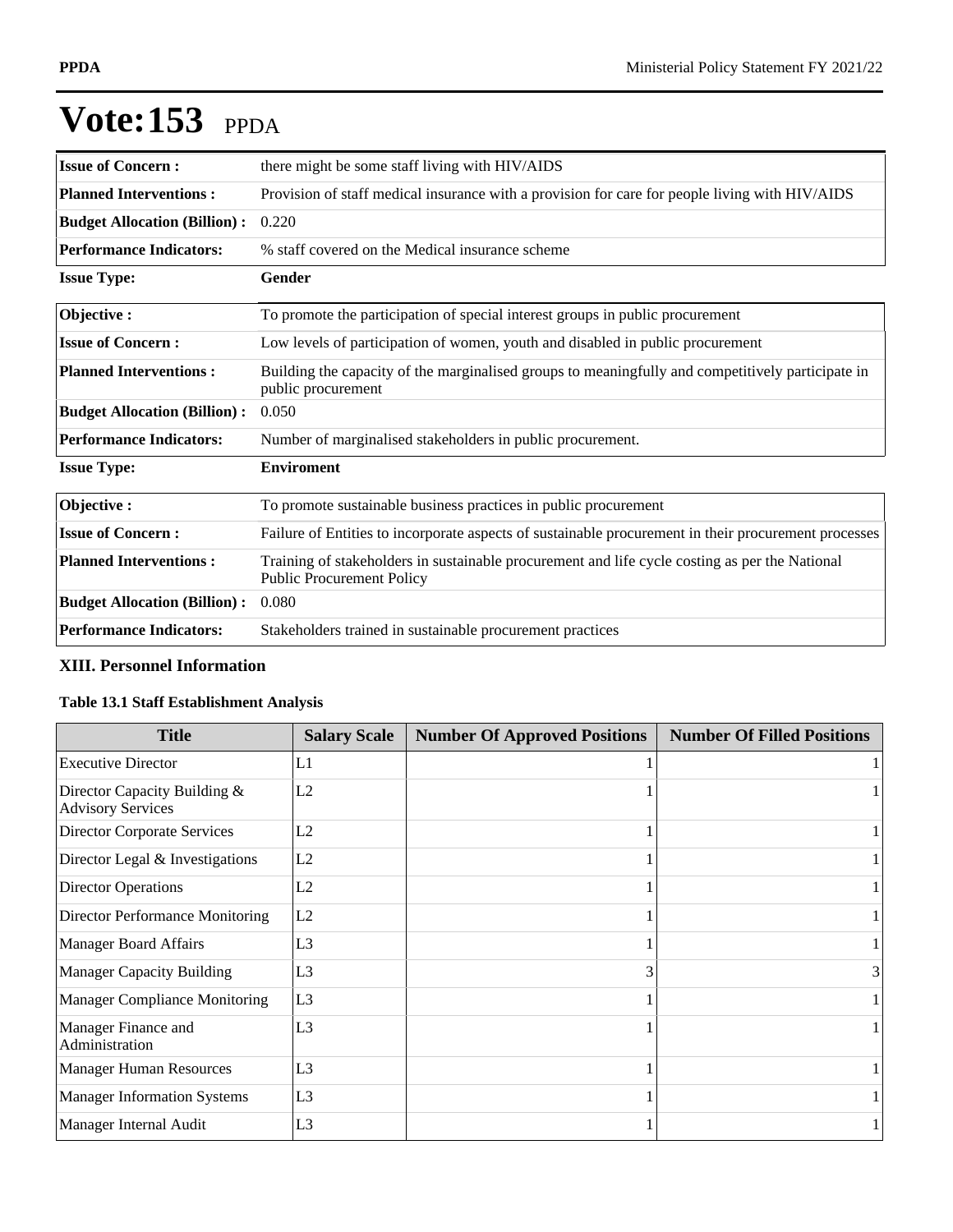# Vote:153 PPDA

| | |
|---|---|
| **Issue of Concern :** | there might be some staff living with HIV/AIDS |
| **Planned Interventions :** | Provision of staff medical insurance with a provision for care for people living with HIV/AIDS |
| **Budget Allocation (Billion) :** | 0.220 |
| **Performance Indicators:** | % staff covered on the Medical insurance scheme |

**Issue Type:** **Gender**

| | |
|---|---|
| **Objective :** | To promote the participation of special interest groups in public procurement |
| **Issue of Concern :** | Low levels of participation of women, youth and disabled in public procurement |
| **Planned Interventions :** | Building the capacity of the marginalised groups to meaningfully and competitively participate in public procurement |
| **Budget Allocation (Billion) :** | 0.050 |
| **Performance Indicators:** | Number of marginalised stakeholders in public procurement. |

**Issue Type:** **Enviroment**

| | |
|---|---|
| **Objective :** | To promote sustainable business practices in public procurement |
| **Issue of Concern :** | Failure of Entities to incorporate aspects of sustainable procurement in their procurement processes |
| **Planned Interventions :** | Training of stakeholders in sustainable procurement and life cycle costing as per the National Public Procurement Policy |
| **Budget Allocation (Billion) :** | 0.080 |
| **Performance Indicators:** | Stakeholders trained in sustainable procurement practices |

### XIII. Personnel Information

**Table 13.1 Staff Establishment Analysis**

| Title | Salary Scale | Number Of Approved Positions | Number Of Filled Positions |
|---|---|---|---|
| Executive Director | L1 | 1 | 1 |
| Director Capacity Building & Advisory Services | L2 | 1 | 1 |
| Director Corporate Services | L2 | 1 | 1 |
| Director Legal & Investigations | L2 | 1 | 1 |
| Director Operations | L2 | 1 | 1 |
| Director Performance Monitoring | L2 | 1 | 1 |
| Manager Board Affairs | L3 | 1 | 1 |
| Manager Capacity Building | L3 | 3 | 3 |
| Manager Compliance Monitoring | L3 | 1 | 1 |
| Manager Finance and Administration | L3 | 1 | 1 |
| Manager Human Resources | L3 | 1 | 1 |
| Manager Information Systems | L3 | 1 | 1 |
| Manager Internal Audit | L3 | 1 | 1 |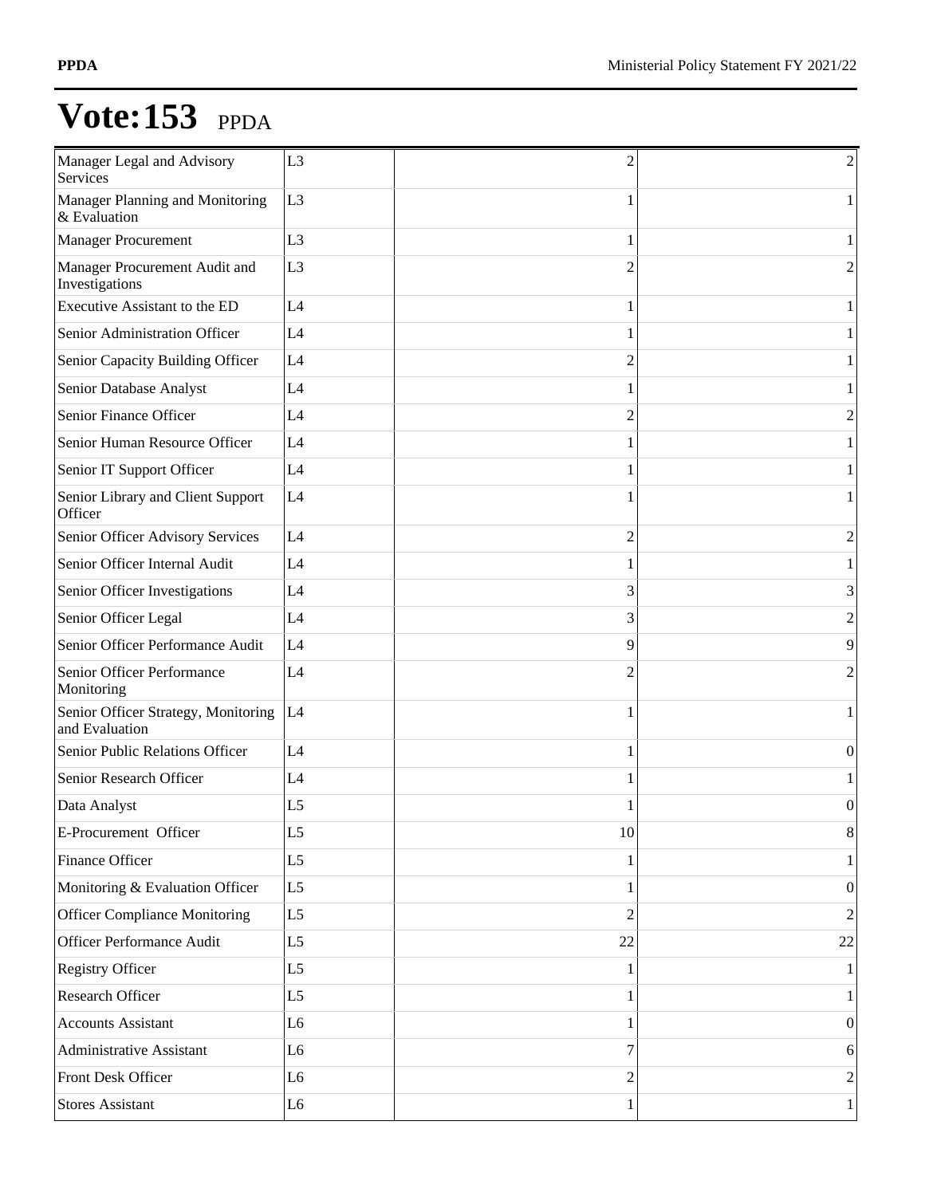# Vote:153 PPDA

| | | | |
|---|---|---|---|
| Manager Legal and Advisory Services | L3 | 2 | 2 |
| Manager Planning and Monitoring & Evaluation | L3 | 1 | 1 |
| Manager Procurement | L3 | 1 | 1 |
| Manager Procurement Audit and Investigations | L3 | 2 | 2 |
| Executive Assistant to the ED | L4 | 1 | 1 |
| Senior Administration Officer | L4 | 1 | 1 |
| Senior Capacity Building Officer | L4 | 2 | 1 |
| Senior Database Analyst | L4 | 1 | 1 |
| Senior Finance Officer | L4 | 2 | 2 |
| Senior Human Resource Officer | L4 | 1 | 1 |
| Senior IT Support Officer | L4 | 1 | 1 |
| Senior Library and Client Support Officer | L4 | 1 | 1 |
| Senior Officer Advisory Services | L4 | 2 | 2 |
| Senior Officer Internal Audit | L4 | 1 | 1 |
| Senior Officer Investigations | L4 | 3 | 3 |
| Senior Officer Legal | L4 | 3 | 2 |
| Senior Officer Performance Audit | L4 | 9 | 9 |
| Senior Officer Performance Monitoring | L4 | 2 | 2 |
| Senior Officer Strategy, Monitoring and Evaluation | L4 | 1 | 1 |
| Senior Public Relations Officer | L4 | 1 | 0 |
| Senior Research Officer | L4 | 1 | 1 |
| Data Analyst | L5 | 1 | 0 |
| E-Procurement Officer | L5 | 10 | 8 |
| Finance Officer | L5 | 1 | 1 |
| Monitoring & Evaluation Officer | L5 | 1 | 0 |
| Officer Compliance Monitoring | L5 | 2 | 2 |
| Officer Performance Audit | L5 | 22 | 22 |
| Registry Officer | L5 | 1 | 1 |
| Research Officer | L5 | 1 | 1 |
| Accounts Assistant | L6 | 1 | 0 |
| Administrative Assistant | L6 | 7 | 6 |
| Front Desk Officer | L6 | 2 | 2 |
| Stores Assistant | L6 | 1 | 1 |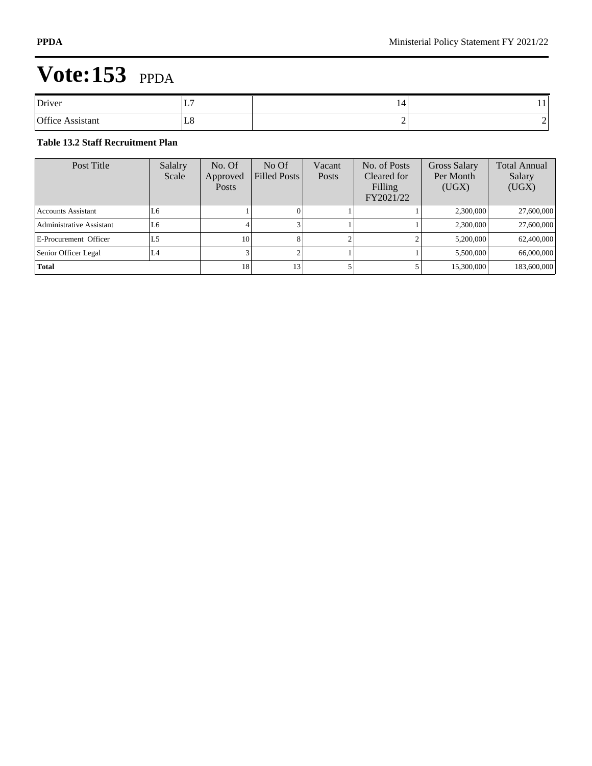# Vote:153 PPDA

| | | | |
|---|---|---|---|
| Driver | L7 | 14 | 11 |
| Office Assistant | L8 | 2 | 2 |

**Table 13.2 Staff Recruitment Plan**

| Post Title | Salalry Scale | No. Of Approved Posts | No Of Filled Posts | Vacant Posts | No. of Posts Cleared for Filling FY2021/22 | Gross Salary Per Month (UGX) | Total Annual Salary (UGX) |
|---|---|---|---|---|---|---|---|
| Accounts Assistant | L6 | 1 | 0 | 1 | 1 | 2,300,000 | 27,600,000 |
| Administrative Assistant | L6 | 4 | 3 | 1 | 1 | 2,300,000 | 27,600,000 |
| E-Procurement Officer | L5 | 10 | 8 | 2 | 2 | 5,200,000 | 62,400,000 |
| Senior Officer Legal | L4 | 3 | 2 | 1 | 1 | 5,500,000 | 66,000,000 |
| **Total** | | 18 | 13 | 5 | 5 | 15,300,000 | 183,600,000 |